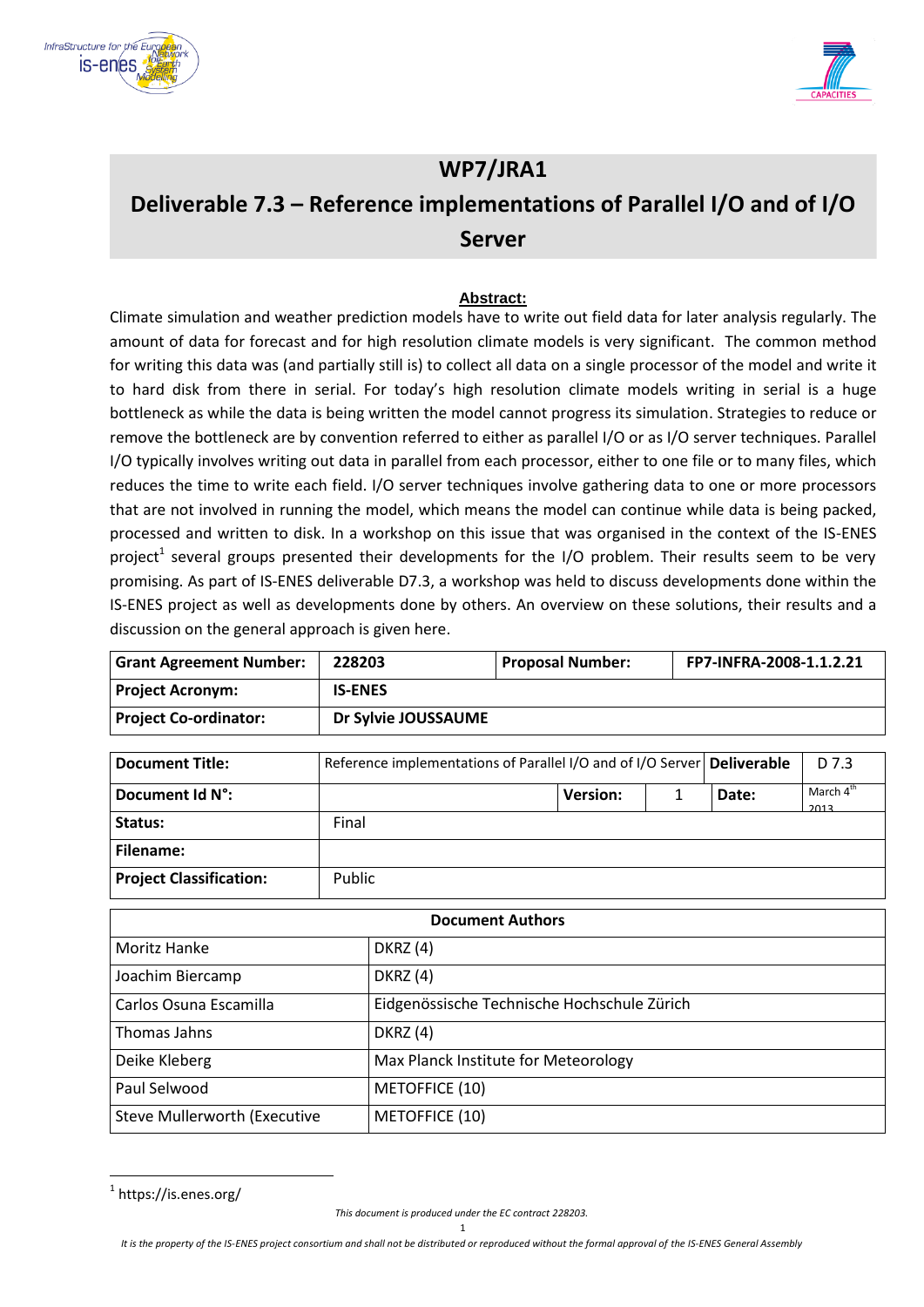# WP7/JRA1

# Deliverable 7.3 – Reference implementations of Parallel I/O and of I/O Server

**Abstract:**

Climate simulation and weather prediction models have to write out field data for later analysis regularly. The amount of data for forecast and for high resolution climate models is very significant. The common method for writing this data was (and partially still is) to collect all data on a single processor of the model and write it to hard disk from there in serial. For today's high resolution climate models writing in serial is a huge bottleneck as while the data is being written the model cannot progress its simulation. Strategies to reduce or remove the bottleneck are by convention referred to either as parallel I/O or as I/O server techniques. Parallel I/O typically involves writing out data in parallel from each processor, either to one file or to many files, which reduces the time to write each field. I/O server techniques involve gathering data to one or more processors that are not involved in running the model, which means the model can continue while data is being packed, processed and written to disk. In a workshop on this issue that was organised in the context of the IS-ENES project[1] several groups presented their developments for the I/O problem. Their results seem to be very promising. As part of IS-ENES deliverable D7.3, a workshop was held to discuss developments done within the IS-ENES project as well as developments done by others. An overview on these solutions, their results and a discussion on the general approach is given here.

| **Grant Agreement Number:** | **228203** | **Proposal Number:** | **FP7-INFRA-2008-1.1.2.21** |
|---|---|---|---|
| **Project Acronym:** | **IS-ENES** | | |
| **Project Co-ordinator:** | **Dr Sylvie JOUSSAUME** | | |

| **Document Title:** | Reference implementations of Parallel I/O and of I/O Server | | **Deliverable** | D 7.3 |
|---|---|---|---|---|
| **Document Id N°:** | | **Version:** 1 | **Date:** | March 4th 2013 |
| **Status:** | Final | | | |
| **Filename:** | | | | |
| **Project Classification:** | Public | | | |

| **Document Authors** | |
|---|---|
| Moritz Hanke | DKRZ (4) |
| Joachim Biercamp | DKRZ (4) |
| Carlos Osuna Escamilla | Eidgenössische Technische Hochschule Zürich |
| Thomas Jahns | DKRZ (4) |
| Deike Kleberg | Max Planck Institute for Meteorology |
| Paul Selwood | METOFFICE (10) |
| Steve Mullerworth (Executive | METOFFICE (10) |

[1] https://is.enes.org/

*This document is produced under the EC contract 228203.*

*It is the property of the IS-ENES project consortium and shall not be distributed or reproduced without the formal approval of the IS-ENES General Assembly*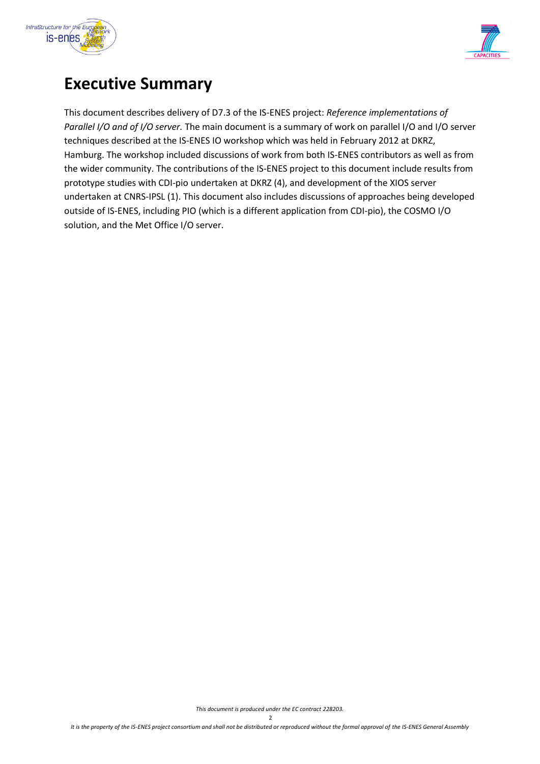# Executive Summary

This document describes delivery of D7.3 of the IS-ENES project: *Reference implementations of Parallel I/O and of I/O server.* The main document is a summary of work on parallel I/O and I/O server techniques described at the IS-ENES IO workshop which was held in February 2012 at DKRZ, Hamburg. The workshop included discussions of work from both IS-ENES contributors as well as from the wider community. The contributions of the IS-ENES project to this document include results from prototype studies with CDI-pio undertaken at DKRZ (4), and development of the XIOS server undertaken at CNRS-IPSL (1). This document also includes discussions of approaches being developed outside of IS-ENES, including PIO (which is a different application from CDI-pio), the COSMO I/O solution, and the Met Office I/O server.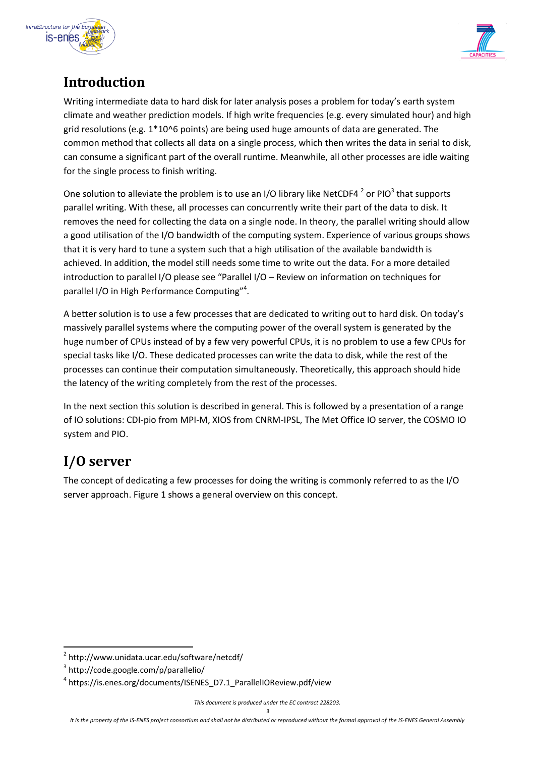# Introduction

Writing intermediate data to hard disk for later analysis poses a problem for today's earth system climate and weather prediction models. If high write frequencies (e.g. every simulated hour) and high grid resolutions (e.g. 1*10^6 points) are being used huge amounts of data are generated. The common method that collects all data on a single process, which then writes the data in serial to disk, can consume a significant part of the overall runtime. Meanwhile, all other processes are idle waiting for the single process to finish writing.

One solution to alleviate the problem is to use an I/O library like NetCDF4 [2] or PIO[3] that supports parallel writing. With these, all processes can concurrently write their part of the data to disk. It removes the need for collecting the data on a single node. In theory, the parallel writing should allow a good utilisation of the I/O bandwidth of the computing system. Experience of various groups shows that it is very hard to tune a system such that a high utilisation of the available bandwidth is achieved. In addition, the model still needs some time to write out the data. For a more detailed introduction to parallel I/O please see "Parallel I/O – Review on information on techniques for parallel I/O in High Performance Computing"[4].

A better solution is to use a few processes that are dedicated to writing out to hard disk. On today's massively parallel systems where the computing power of the overall system is generated by the huge number of CPUs instead of by a few very powerful CPUs, it is no problem to use a few CPUs for special tasks like I/O. These dedicated processes can write the data to disk, while the rest of the processes can continue their computation simultaneously. Theoretically, this approach should hide the latency of the writing completely from the rest of the processes.

In the next section this solution is described in general. This is followed by a presentation of a range of IO solutions: CDI-pio from MPI-M, XIOS from CNRM-IPSL, The Met Office IO server, the COSMO IO system and PIO.

# I/O server

The concept of dedicating a few processes for doing the writing is commonly referred to as the I/O server approach. Figure 1 shows a general overview on this concept.

[2] http://www.unidata.ucar.edu/software/netcdf/

[3] http://code.google.com/p/parallelio/

[4] https://is.enes.org/documents/ISENES_D7.1_ParallelIOReview.pdf/view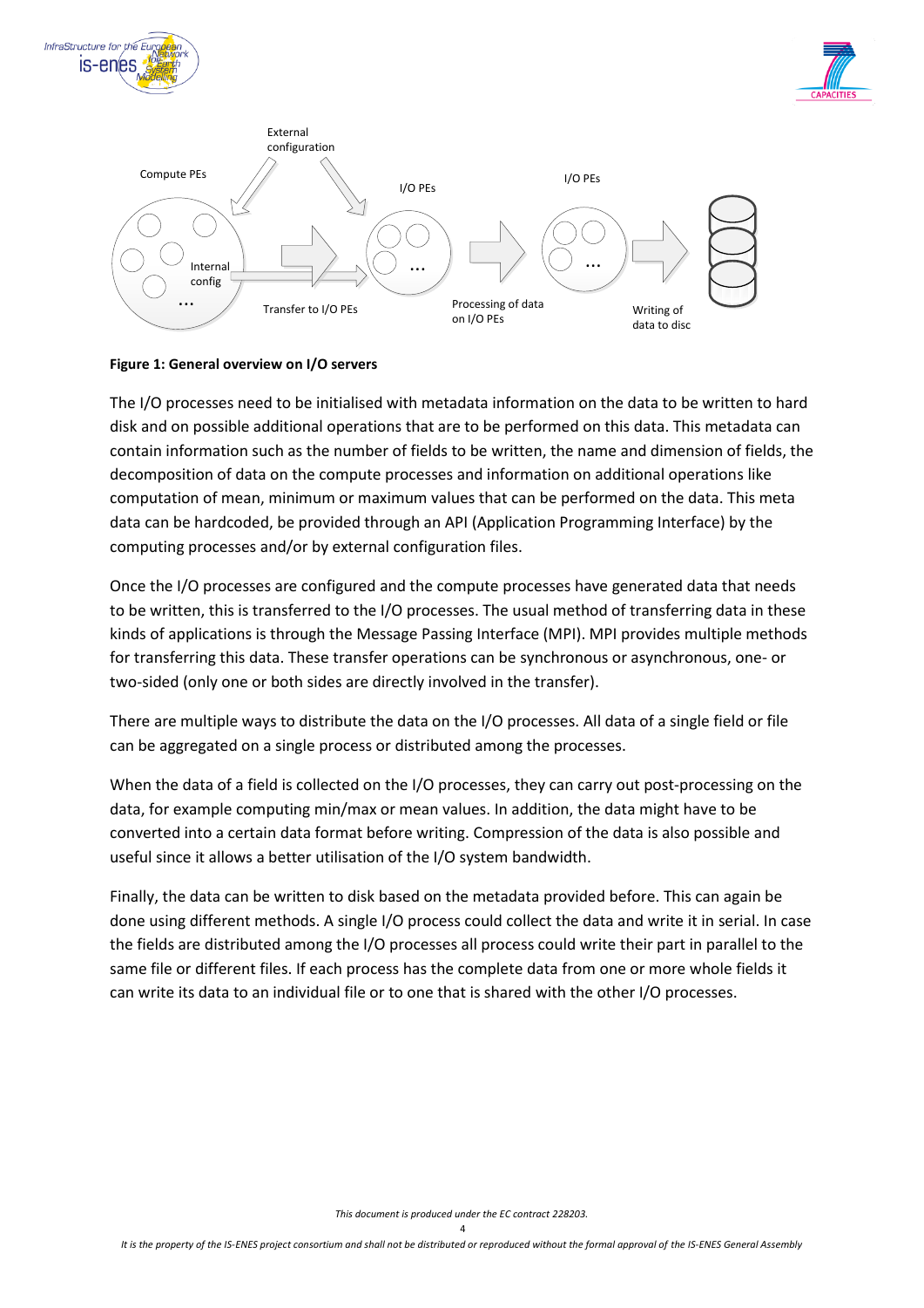**Figure 1: General overview on I/O servers**

The I/O processes need to be initialised with metadata information on the data to be written to hard disk and on possible additional operations that are to be performed on this data. This metadata can contain information such as the number of fields to be written, the name and dimension of fields, the decomposition of data on the compute processes and information on additional operations like computation of mean, minimum or maximum values that can be performed on the data. This meta data can be hardcoded, be provided through an API (Application Programming Interface) by the computing processes and/or by external configuration files.

Once the I/O processes are configured and the compute processes have generated data that needs to be written, this is transferred to the I/O processes. The usual method of transferring data in these kinds of applications is through the Message Passing Interface (MPI). MPI provides multiple methods for transferring this data. These transfer operations can be synchronous or asynchronous, one- or two-sided (only one or both sides are directly involved in the transfer).

There are multiple ways to distribute the data on the I/O processes. All data of a single field or file can be aggregated on a single process or distributed among the processes.

When the data of a field is collected on the I/O processes, they can carry out post-processing on the data, for example computing min/max or mean values. In addition, the data might have to be converted into a certain data format before writing. Compression of the data is also possible and useful since it allows a better utilisation of the I/O system bandwidth.

Finally, the data can be written to disk based on the metadata provided before. This can again be done using different methods. A single I/O process could collect the data and write it in serial. In case the fields are distributed among the I/O processes all process could write their part in parallel to the same file or different files. If each process has the complete data from one or more whole fields it can write its data to an individual file or to one that is shared with the other I/O processes.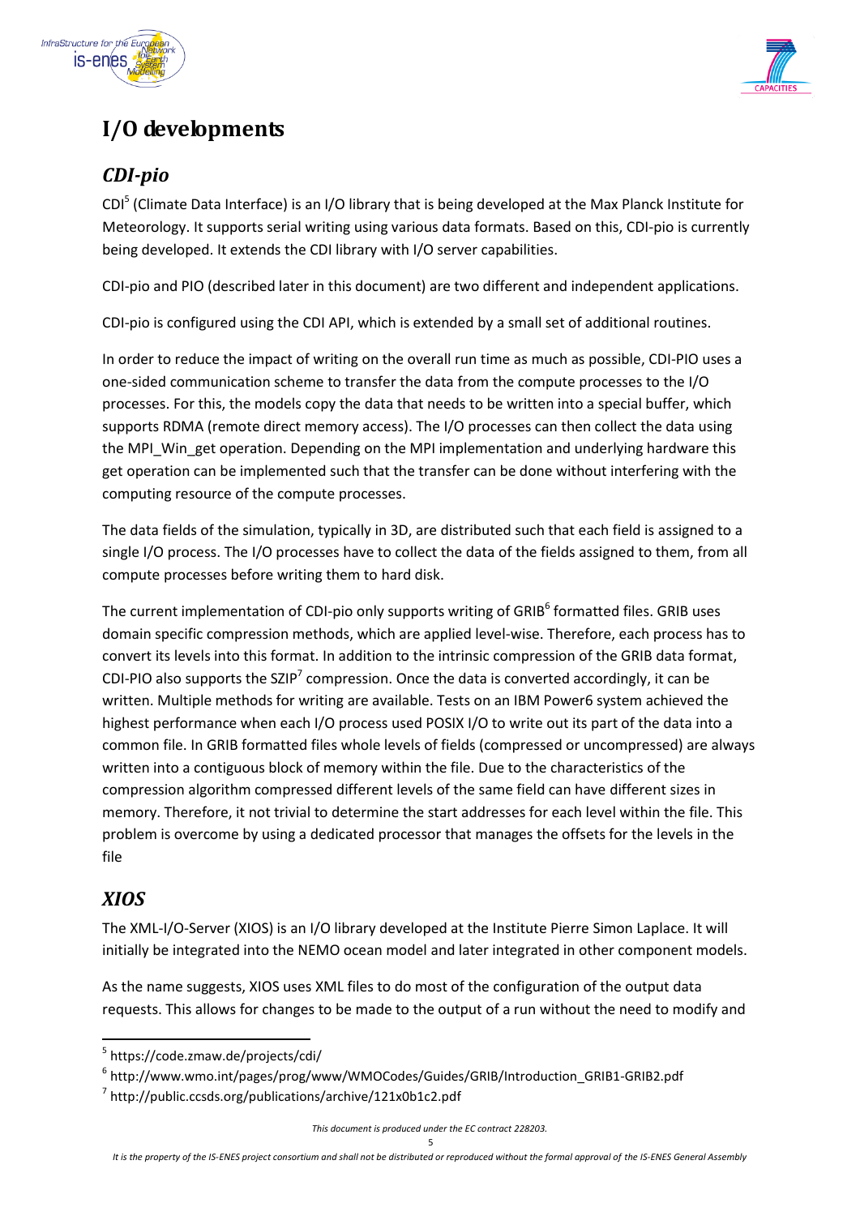# I/O developments

## *CDI-pio*

CDI[5] (Climate Data Interface) is an I/O library that is being developed at the Max Planck Institute for Meteorology. It supports serial writing using various data formats. Based on this, CDI-pio is currently being developed. It extends the CDI library with I/O server capabilities.

CDI-pio and PIO (described later in this document) are two different and independent applications.

CDI-pio is configured using the CDI API, which is extended by a small set of additional routines.

In order to reduce the impact of writing on the overall run time as much as possible, CDI-PIO uses a one-sided communication scheme to transfer the data from the compute processes to the I/O processes. For this, the models copy the data that needs to be written into a special buffer, which supports RDMA (remote direct memory access). The I/O processes can then collect the data using the MPI_Win_get operation. Depending on the MPI implementation and underlying hardware this get operation can be implemented such that the transfer can be done without interfering with the computing resource of the compute processes.

The data fields of the simulation, typically in 3D, are distributed such that each field is assigned to a single I/O process. The I/O processes have to collect the data of the fields assigned to them, from all compute processes before writing them to hard disk.

The current implementation of CDI-pio only supports writing of GRIB[6] formatted files. GRIB uses domain specific compression methods, which are applied level-wise. Therefore, each process has to convert its levels into this format. In addition to the intrinsic compression of the GRIB data format, CDI-PIO also supports the SZIP[7] compression. Once the data is converted accordingly, it can be written. Multiple methods for writing are available. Tests on an IBM Power6 system achieved the highest performance when each I/O process used POSIX I/O to write out its part of the data into a common file. In GRIB formatted files whole levels of fields (compressed or uncompressed) are always written into a contiguous block of memory within the file. Due to the characteristics of the compression algorithm compressed different levels of the same field can have different sizes in memory. Therefore, it not trivial to determine the start addresses for each level within the file. This problem is overcome by using a dedicated processor that manages the offsets for the levels in the file

## *XIOS*

The XML-I/O-Server (XIOS) is an I/O library developed at the Institute Pierre Simon Laplace. It will initially be integrated into the NEMO ocean model and later integrated in other component models.

As the name suggests, XIOS uses XML files to do most of the configuration of the output data requests. This allows for changes to be made to the output of a run without the need to modify and

[5] https://code.zmaw.de/projects/cdi/

[6] http://www.wmo.int/pages/prog/www/WMOCodes/Guides/GRIB/Introduction_GRIB1-GRIB2.pdf

[7] http://public.ccsds.org/publications/archive/121x0b1c2.pdf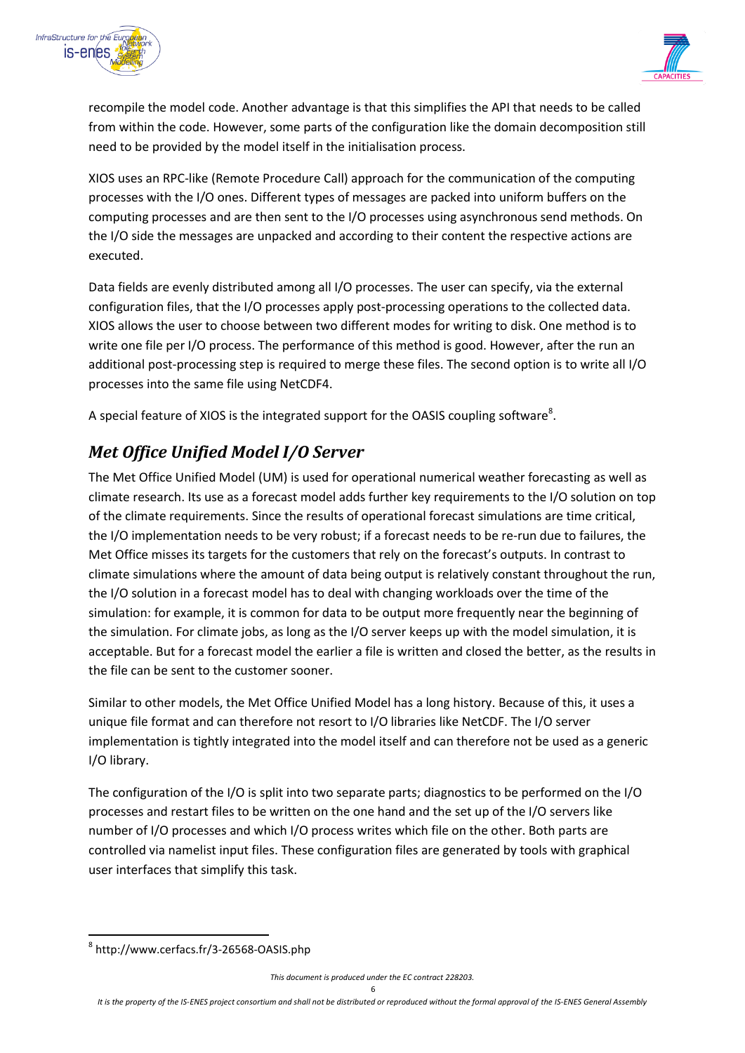recompile the model code. Another advantage is that this simplifies the API that needs to be called from within the code. However, some parts of the configuration like the domain decomposition still need to be provided by the model itself in the initialisation process.

XIOS uses an RPC-like (Remote Procedure Call) approach for the communication of the computing processes with the I/O ones. Different types of messages are packed into uniform buffers on the computing processes and are then sent to the I/O processes using asynchronous send methods. On the I/O side the messages are unpacked and according to their content the respective actions are executed.

Data fields are evenly distributed among all I/O processes. The user can specify, via the external configuration files, that the I/O processes apply post-processing operations to the collected data. XIOS allows the user to choose between two different modes for writing to disk. One method is to write one file per I/O process. The performance of this method is good. However, after the run an additional post-processing step is required to merge these files. The second option is to write all I/O processes into the same file using NetCDF4.

A special feature of XIOS is the integrated support for the OASIS coupling software[8].

## *Met Office Unified Model I/O Server*

The Met Office Unified Model (UM) is used for operational numerical weather forecasting as well as climate research. Its use as a forecast model adds further key requirements to the I/O solution on top of the climate requirements. Since the results of operational forecast simulations are time critical, the I/O implementation needs to be very robust; if a forecast needs to be re-run due to failures, the Met Office misses its targets for the customers that rely on the forecast's outputs. In contrast to climate simulations where the amount of data being output is relatively constant throughout the run, the I/O solution in a forecast model has to deal with changing workloads over the time of the simulation: for example, it is common for data to be output more frequently near the beginning of the simulation. For climate jobs, as long as the I/O server keeps up with the model simulation, it is acceptable. But for a forecast model the earlier a file is written and closed the better, as the results in the file can be sent to the customer sooner.

Similar to other models, the Met Office Unified Model has a long history. Because of this, it uses a unique file format and can therefore not resort to I/O libraries like NetCDF. The I/O server implementation is tightly integrated into the model itself and can therefore not be used as a generic I/O library.

The configuration of the I/O is split into two separate parts; diagnostics to be performed on the I/O processes and restart files to be written on the one hand and the set up of the I/O servers like number of I/O processes and which I/O process writes which file on the other. Both parts are controlled via namelist input files. These configuration files are generated by tools with graphical user interfaces that simplify this task.

---

[8] http://www.cerfacs.fr/3-26568-OASIS.php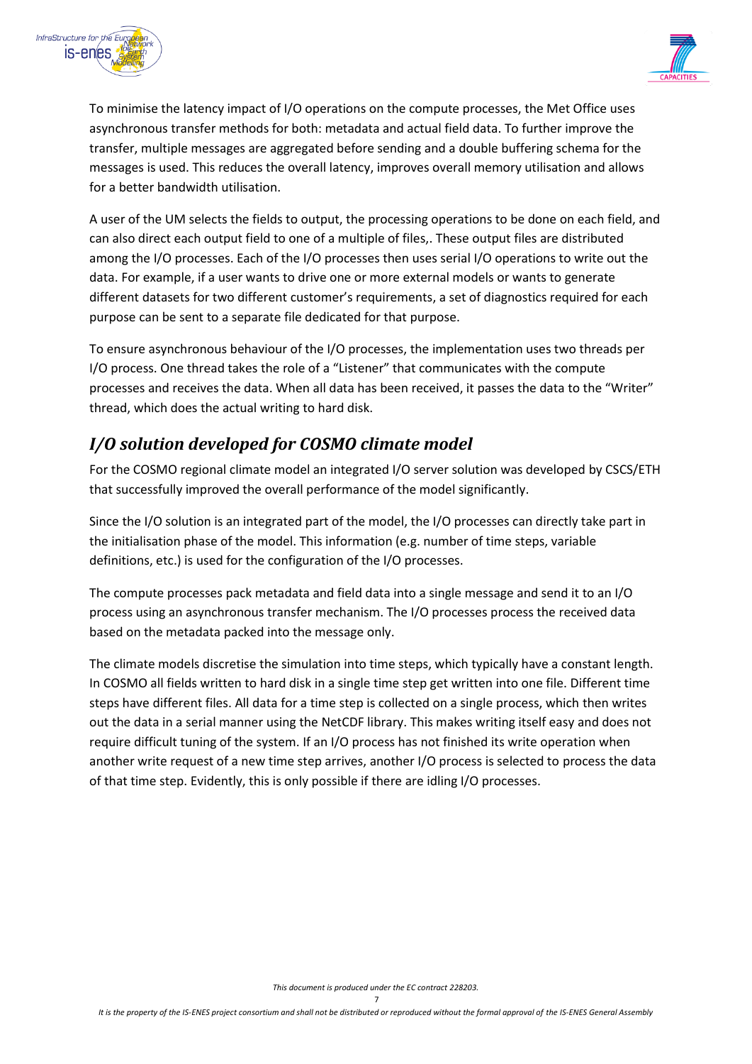To minimise the latency impact of I/O operations on the compute processes, the Met Office uses asynchronous transfer methods for both: metadata and actual field data. To further improve the transfer, multiple messages are aggregated before sending and a double buffering schema for the messages is used. This reduces the overall latency, improves overall memory utilisation and allows for a better bandwidth utilisation.

A user of the UM selects the fields to output, the processing operations to be done on each field, and can also direct each output field to one of a multiple of files,. These output files are distributed among the I/O processes. Each of the I/O processes then uses serial I/O operations to write out the data. For example, if a user wants to drive one or more external models or wants to generate different datasets for two different customer's requirements, a set of diagnostics required for each purpose can be sent to a separate file dedicated for that purpose.

To ensure asynchronous behaviour of the I/O processes, the implementation uses two threads per I/O process. One thread takes the role of a "Listener" that communicates with the compute processes and receives the data. When all data has been received, it passes the data to the "Writer" thread, which does the actual writing to hard disk.

## *I/O solution developed for COSMO climate model*

For the COSMO regional climate model an integrated I/O server solution was developed by CSCS/ETH that successfully improved the overall performance of the model significantly.

Since the I/O solution is an integrated part of the model, the I/O processes can directly take part in the initialisation phase of the model. This information (e.g. number of time steps, variable definitions, etc.) is used for the configuration of the I/O processes.

The compute processes pack metadata and field data into a single message and send it to an I/O process using an asynchronous transfer mechanism. The I/O processes process the received data based on the metadata packed into the message only.

The climate models discretise the simulation into time steps, which typically have a constant length. In COSMO all fields written to hard disk in a single time step get written into one file. Different time steps have different files. All data for a time step is collected on a single process, which then writes out the data in a serial manner using the NetCDF library. This makes writing itself easy and does not require difficult tuning of the system. If an I/O process has not finished its write operation when another write request of a new time step arrives, another I/O process is selected to process the data of that time step. Evidently, this is only possible if there are idling I/O processes.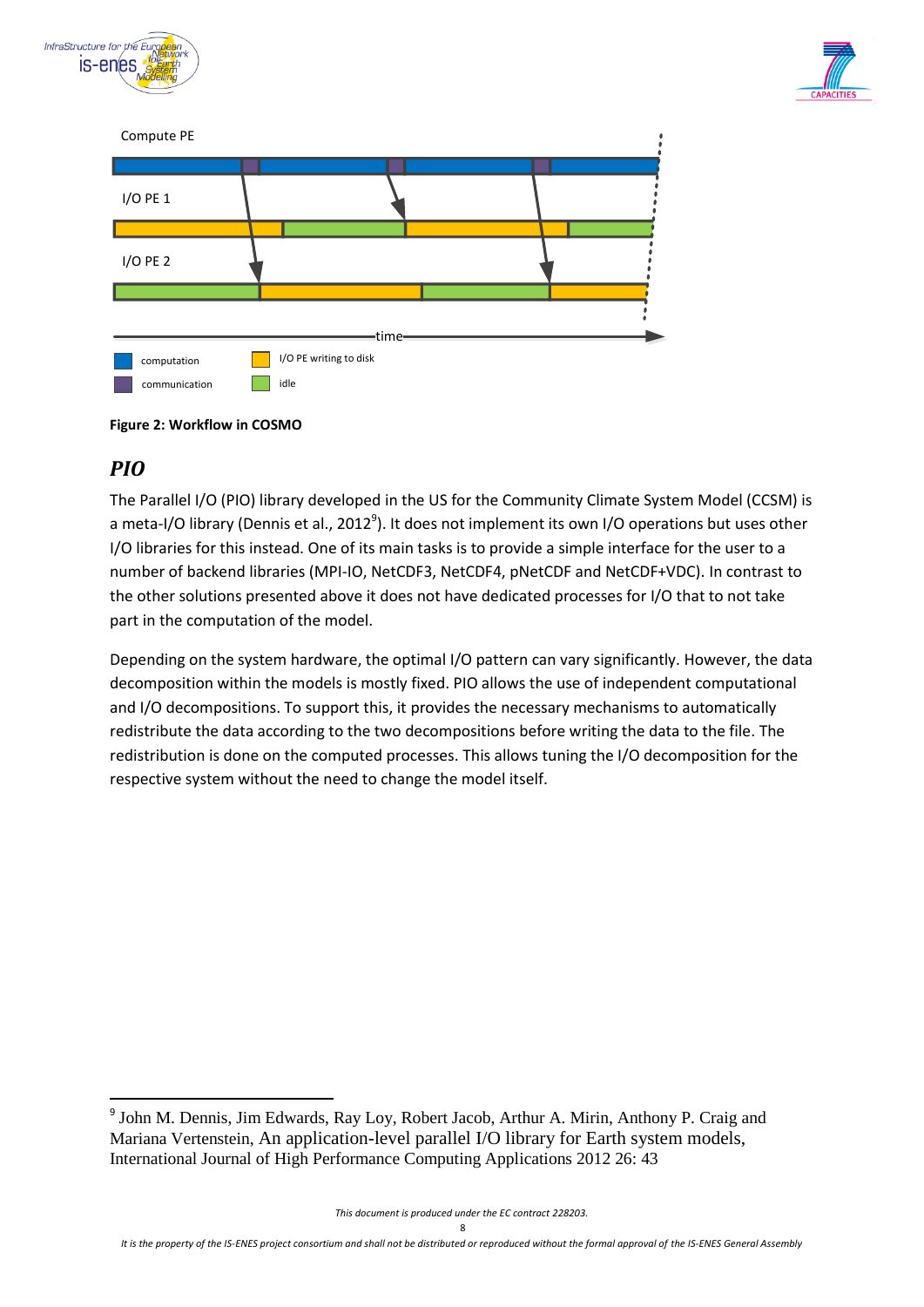Compute PE

I/O PE 1

I/O PE 2

time

computation | I/O PE writing to disk
communication | idle

**Figure 2: Workflow in COSMO**

## *PIO*

The Parallel I/O (PIO) library developed in the US for the Community Climate System Model (CCSM) is a meta-I/O library (Dennis et al., 2012[9]). It does not implement its own I/O operations but uses other I/O libraries for this instead. One of its main tasks is to provide a simple interface for the user to a number of backend libraries (MPI-IO, NetCDF3, NetCDF4, pNetCDF and NetCDF+VDC). In contrast to the other solutions presented above it does not have dedicated processes for I/O that to not take part in the computation of the model.

Depending on the system hardware, the optimal I/O pattern can vary significantly. However, the data decomposition within the models is mostly fixed. PIO allows the use of independent computational and I/O decompositions. To support this, it provides the necessary mechanisms to automatically redistribute the data according to the two decompositions before writing the data to the file. The redistribution is done on the computed processes. This allows tuning the I/O decomposition for the respective system without the need to change the model itself.

---

[9] John M. Dennis, Jim Edwards, Ray Loy, Robert Jacob, Arthur A. Mirin, Anthony P. Craig and Mariana Vertenstein, An application-level parallel I/O library for Earth system models, International Journal of High Performance Computing Applications 2012 26: 43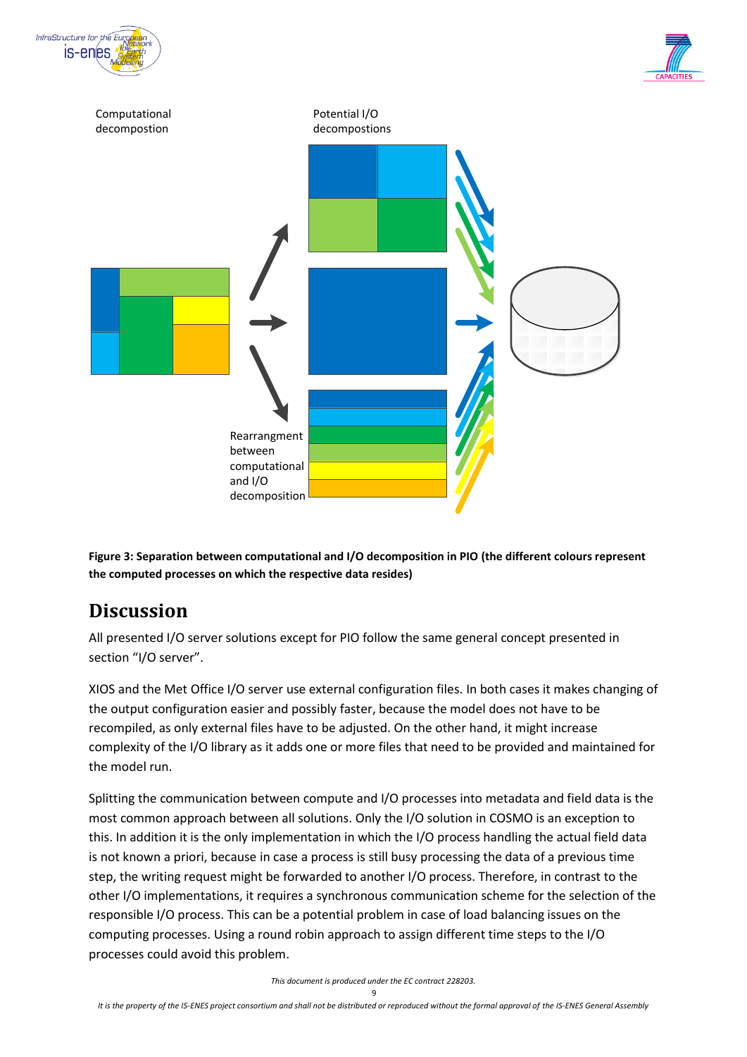Computational decompostion

Potential I/O decompostions

Rearrangment between computational and I/O decomposition

**Figure 3: Separation between computational and I/O decomposition in PIO (the different colours represent the computed processes on which the respective data resides)**

# Discussion

All presented I/O server solutions except for PIO follow the same general concept presented in section "I/O server".

XIOS and the Met Office I/O server use external configuration files. In both cases it makes changing of the output configuration easier and possibly faster, because the model does not have to be recompiled, as only external files have to be adjusted. On the other hand, it might increase complexity of the I/O library as it adds one or more files that need to be provided and maintained for the model run.

Splitting the communication between compute and I/O processes into metadata and field data is the most common approach between all solutions. Only the I/O solution in COSMO is an exception to this. In addition it is the only implementation in which the I/O process handling the actual field data is not known a priori, because in case a process is still busy processing the data of a previous time step, the writing request might be forwarded to another I/O process. Therefore, in contrast to the other I/O implementations, it requires a synchronous communication scheme for the selection of the responsible I/O process. This can be a potential problem in case of load balancing issues on the computing processes. Using a round robin approach to assign different time steps to the I/O processes could avoid this problem.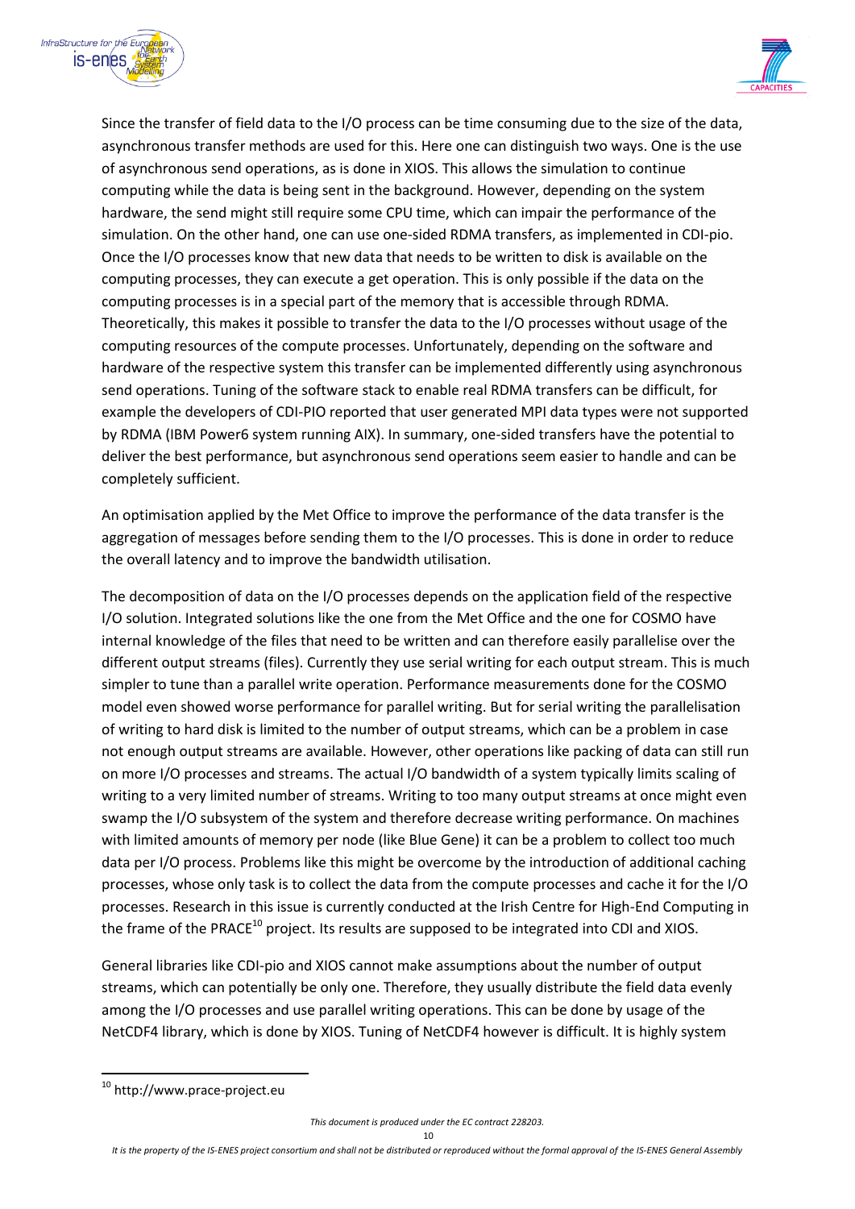Since the transfer of field data to the I/O process can be time consuming due to the size of the data, asynchronous transfer methods are used for this. Here one can distinguish two ways. One is the use of asynchronous send operations, as is done in XIOS. This allows the simulation to continue computing while the data is being sent in the background. However, depending on the system hardware, the send might still require some CPU time, which can impair the performance of the simulation. On the other hand, one can use one-sided RDMA transfers, as implemented in CDI-pio. Once the I/O processes know that new data that needs to be written to disk is available on the computing processes, they can execute a get operation. This is only possible if the data on the computing processes is in a special part of the memory that is accessible through RDMA. Theoretically, this makes it possible to transfer the data to the I/O processes without usage of the computing resources of the compute processes. Unfortunately, depending on the software and hardware of the respective system this transfer can be implemented differently using asynchronous send operations. Tuning of the software stack to enable real RDMA transfers can be difficult, for example the developers of CDI-PIO reported that user generated MPI data types were not supported by RDMA (IBM Power6 system running AIX). In summary, one-sided transfers have the potential to deliver the best performance, but asynchronous send operations seem easier to handle and can be completely sufficient.

An optimisation applied by the Met Office to improve the performance of the data transfer is the aggregation of messages before sending them to the I/O processes. This is done in order to reduce the overall latency and to improve the bandwidth utilisation.

The decomposition of data on the I/O processes depends on the application field of the respective I/O solution. Integrated solutions like the one from the Met Office and the one for COSMO have internal knowledge of the files that need to be written and can therefore easily parallelise over the different output streams (files). Currently they use serial writing for each output stream. This is much simpler to tune than a parallel write operation. Performance measurements done for the COSMO model even showed worse performance for parallel writing. But for serial writing the parallelisation of writing to hard disk is limited to the number of output streams, which can be a problem in case not enough output streams are available. However, other operations like packing of data can still run on more I/O processes and streams. The actual I/O bandwidth of a system typically limits scaling of writing to a very limited number of streams. Writing to too many output streams at once might even swamp the I/O subsystem of the system and therefore decrease writing performance. On machines with limited amounts of memory per node (like Blue Gene) it can be a problem to collect too much data per I/O process. Problems like this might be overcome by the introduction of additional caching processes, whose only task is to collect the data from the compute processes and cache it for the I/O processes. Research in this issue is currently conducted at the Irish Centre for High-End Computing in the frame of the PRACE[10] project. Its results are supposed to be integrated into CDI and XIOS.

General libraries like CDI-pio and XIOS cannot make assumptions about the number of output streams, which can potentially be only one. Therefore, they usually distribute the field data evenly among the I/O processes and use parallel writing operations. This can be done by usage of the NetCDF4 library, which is done by XIOS. Tuning of NetCDF4 however is difficult. It is highly system

[10] http://www.prace-project.eu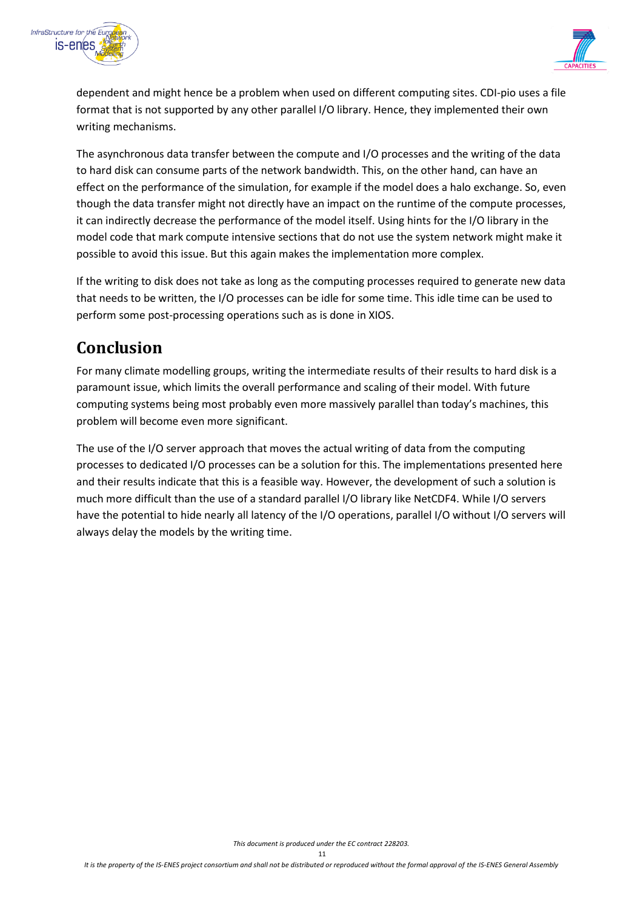dependent and might hence be a problem when used on different computing sites. CDI-pio uses a file format that is not supported by any other parallel I/O library. Hence, they implemented their own writing mechanisms.

The asynchronous data transfer between the compute and I/O processes and the writing of the data to hard disk can consume parts of the network bandwidth. This, on the other hand, can have an effect on the performance of the simulation, for example if the model does a halo exchange. So, even though the data transfer might not directly have an impact on the runtime of the compute processes, it can indirectly decrease the performance of the model itself. Using hints for the I/O library in the model code that mark compute intensive sections that do not use the system network might make it possible to avoid this issue. But this again makes the implementation more complex.

If the writing to disk does not take as long as the computing processes required to generate new data that needs to be written, the I/O processes can be idle for some time. This idle time can be used to perform some post-processing operations such as is done in XIOS.

# Conclusion

For many climate modelling groups, writing the intermediate results of their results to hard disk is a paramount issue, which limits the overall performance and scaling of their model. With future computing systems being most probably even more massively parallel than today's machines, this problem will become even more significant.

The use of the I/O server approach that moves the actual writing of data from the computing processes to dedicated I/O processes can be a solution for this. The implementations presented here and their results indicate that this is a feasible way. However, the development of such a solution is much more difficult than the use of a standard parallel I/O library like NetCDF4. While I/O servers have the potential to hide nearly all latency of the I/O operations, parallel I/O without I/O servers will always delay the models by the writing time.